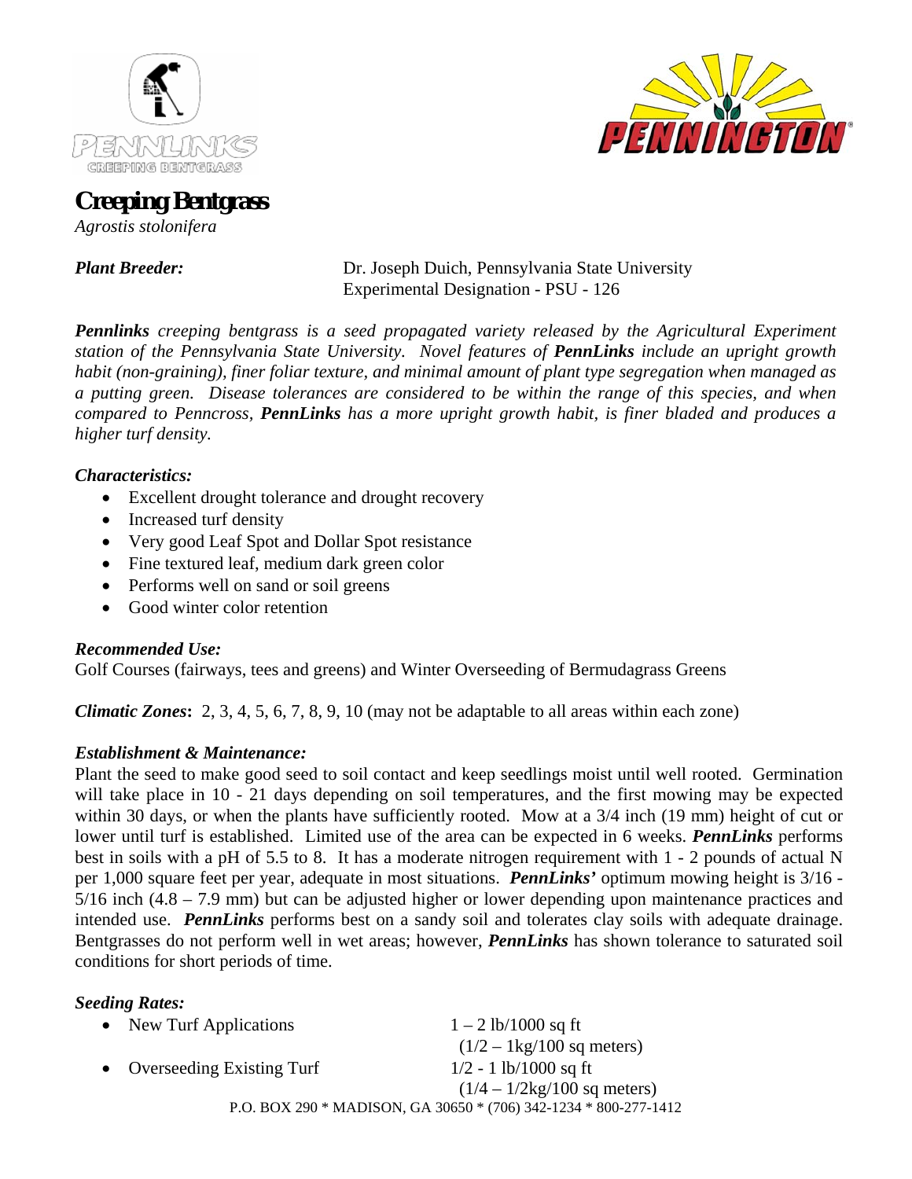PENNLINKS
CREEPING BENTGRASS

PENNINGTON

# Creeping Bentgrass

*Agrostis stolonifera*

***Plant Breeder:*** Dr. Joseph Duich, Pennsylvania State University
Experimental Designation - PSU - 126

***Pennlinks** creeping bentgrass is a seed propagated variety released by the Agricultural Experiment station of the Pennsylvania State University. Novel features of **PennLinks** include an upright growth habit (non-graining), finer foliar texture, and minimal amount of plant type segregation when managed as a putting green. Disease tolerances are considered to be within the range of this species, and when compared to Penncross, **PennLinks** has a more upright growth habit, is finer bladed and produces a higher turf density.*

***Characteristics:***

- Excellent drought tolerance and drought recovery
- Increased turf density
- Very good Leaf Spot and Dollar Spot resistance
- Fine textured leaf, medium dark green color
- Performs well on sand or soil greens
- Good winter color retention

***Recommended Use:***
Golf Courses (fairways, tees and greens) and Winter Overseeding of Bermudagrass Greens

***Climatic Zones*:** 2, 3, 4, 5, 6, 7, 8, 9, 10 (may not be adaptable to all areas within each zone)

***Establishment & Maintenance:***
Plant the seed to make good seed to soil contact and keep seedlings moist until well rooted. Germination will take place in 10 - 21 days depending on soil temperatures, and the first mowing may be expected within 30 days, or when the plants have sufficiently rooted. Mow at a 3/4 inch (19 mm) height of cut or lower until turf is established. Limited use of the area can be expected in 6 weeks. ***PennLinks*** performs best in soils with a pH of 5.5 to 8. It has a moderate nitrogen requirement with 1 - 2 pounds of actual N per 1,000 square feet per year, adequate in most situations. ***PennLinks'*** optimum mowing height is 3/16 - 5/16 inch (4.8 – 7.9 mm) but can be adjusted higher or lower depending upon maintenance practices and intended use. ***PennLinks*** performs best on a sandy soil and tolerates clay soils with adequate drainage. Bentgrasses do not perform well in wet areas; however, ***PennLinks*** has shown tolerance to saturated soil conditions for short periods of time.

***Seeding Rates:***

- New Turf Applications — 1 – 2 lb/1000 sq ft (1/2 – 1kg/100 sq meters)
- Overseeding Existing Turf — 1/2 - 1 lb/1000 sq ft (1/4 – 1/2kg/100 sq meters)

P.O. BOX 290 * MADISON, GA 30650 * (706) 342-1234 * 800-277-1412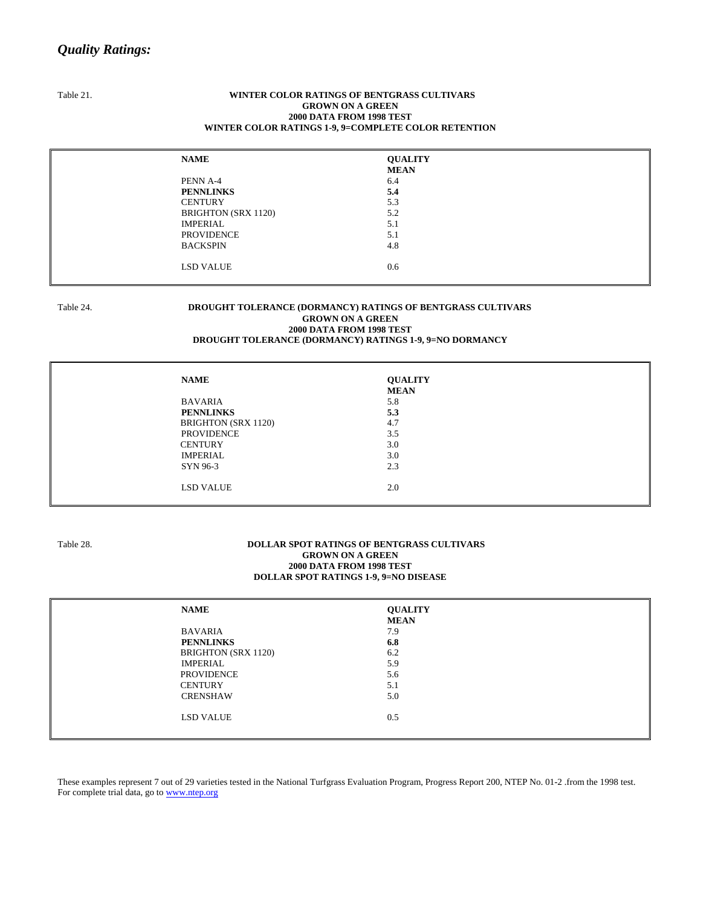## *Quality Ratings:*

Table 21.

**WINTER COLOR RATINGS OF BENTGRASS CULTIVARS GROWN ON A GREEN 2000 DATA FROM 1998 TEST WINTER COLOR RATINGS 1-9, 9=COMPLETE COLOR RETENTION**

| NAME | QUALITY MEAN |
|---|---|
| PENN A-4 | 6.4 |
| **PENNLINKS** | **5.4** |
| CENTURY | 5.3 |
| BRIGHTON (SRX 1120) | 5.2 |
| IMPERIAL | 5.1 |
| PROVIDENCE | 5.1 |
| BACKSPIN | 4.8 |
| LSD VALUE | 0.6 |

Table 24.

**DROUGHT TOLERANCE (DORMANCY) RATINGS OF BENTGRASS CULTIVARS GROWN ON A GREEN 2000 DATA FROM 1998 TEST DROUGHT TOLERANCE (DORMANCY) RATINGS 1-9, 9=NO DORMANCY**

| NAME | QUALITY MEAN |
|---|---|
| BAVARIA | 5.8 |
| **PENNLINKS** | **5.3** |
| BRIGHTON (SRX 1120) | 4.7 |
| PROVIDENCE | 3.5 |
| CENTURY | 3.0 |
| IMPERIAL | 3.0 |
| SYN 96-3 | 2.3 |
| LSD VALUE | 2.0 |

Table 28.

**DOLLAR SPOT RATINGS OF BENTGRASS CULTIVARS GROWN ON A GREEN 2000 DATA FROM 1998 TEST DOLLAR SPOT RATINGS 1-9, 9=NO DISEASE**

| NAME | QUALITY MEAN |
|---|---|
| BAVARIA | 7.9 |
| **PENNLINKS** | **6.8** |
| BRIGHTON (SRX 1120) | 6.2 |
| IMPERIAL | 5.9 |
| PROVIDENCE | 5.6 |
| CENTURY | 5.1 |
| CRENSHAW | 5.0 |
| LSD VALUE | 0.5 |

These examples represent 7 out of 29 varieties tested in the National Turfgrass Evaluation Program, Progress Report 200, NTEP No. 01-2 .from the 1998 test. For complete trial data, go to www.ntep.org